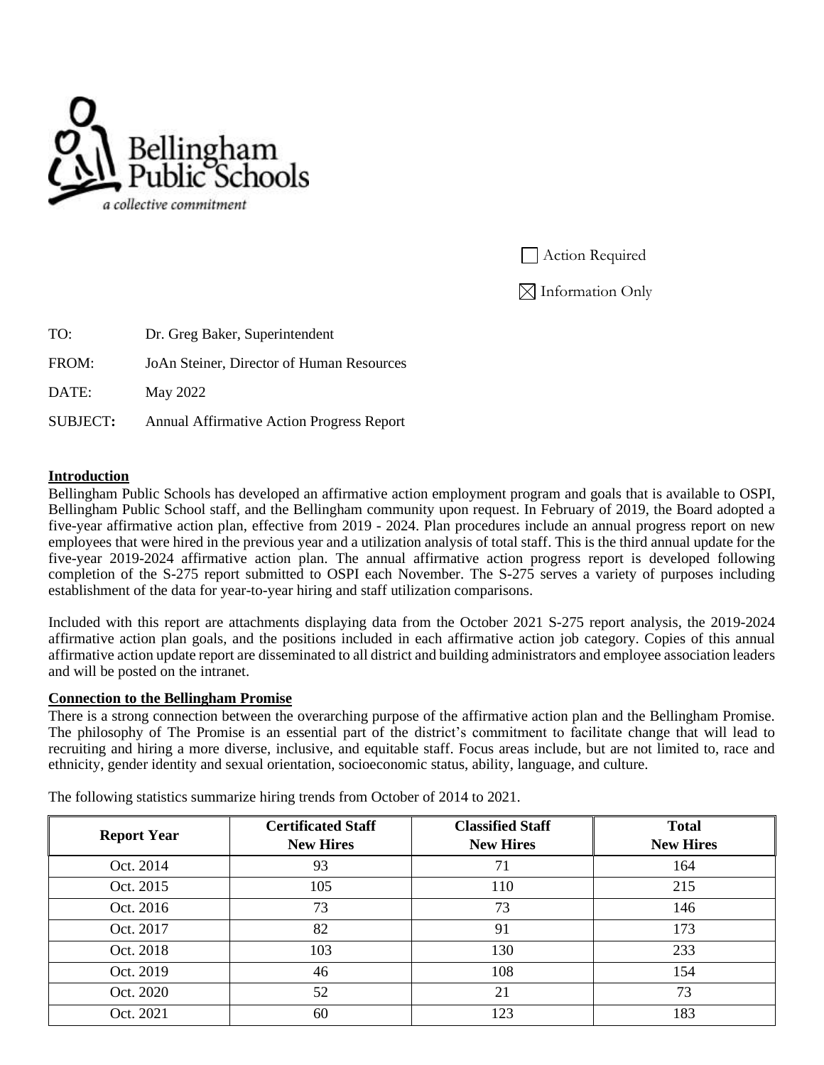Bellingham Public Schools

*a collective commitment*

☐ Action Required

☒ Information Only

TO: Dr. Greg Baker, Superintendent

FROM: JoAn Steiner, Director of Human Resources

DATE: May 2022

**SUBJECT:** Annual Affirmative Action Progress Report

**Introduction**

Bellingham Public Schools has developed an affirmative action employment program and goals that is available to OSPI, Bellingham Public School staff, and the Bellingham community upon request. In February of 2019, the Board adopted a five-year affirmative action plan, effective from 2019 - 2024. Plan procedures include an annual progress report on new employees that were hired in the previous year and a utilization analysis of total staff. This is the third annual update for the five-year 2019-2024 affirmative action plan. The annual affirmative action progress report is developed following completion of the S-275 report submitted to OSPI each November. The S-275 serves a variety of purposes including establishment of the data for year-to-year hiring and staff utilization comparisons.

Included with this report are attachments displaying data from the October 2021 S-275 report analysis, the 2019-2024 affirmative action plan goals, and the positions included in each affirmative action job category. Copies of this annual affirmative action update report are disseminated to all district and building administrators and employee association leaders and will be posted on the intranet.

**Connection to the Bellingham Promise**

There is a strong connection between the overarching purpose of the affirmative action plan and the Bellingham Promise. The philosophy of The Promise is an essential part of the district's commitment to facilitate change that will lead to recruiting and hiring a more diverse, inclusive, and equitable staff. Focus areas include, but are not limited to, race and ethnicity, gender identity and sexual orientation, socioeconomic status, ability, language, and culture.

The following statistics summarize hiring trends from October of 2014 to 2021.

| Report Year | Certificated Staff New Hires | Classified Staff New Hires | Total New Hires |
|---|---|---|---|
| Oct. 2014 | 93 | 71 | 164 |
| Oct. 2015 | 105 | 110 | 215 |
| Oct. 2016 | 73 | 73 | 146 |
| Oct. 2017 | 82 | 91 | 173 |
| Oct. 2018 | 103 | 130 | 233 |
| Oct. 2019 | 46 | 108 | 154 |
| Oct. 2020 | 52 | 21 | 73 |
| Oct. 2021 | 60 | 123 | 183 |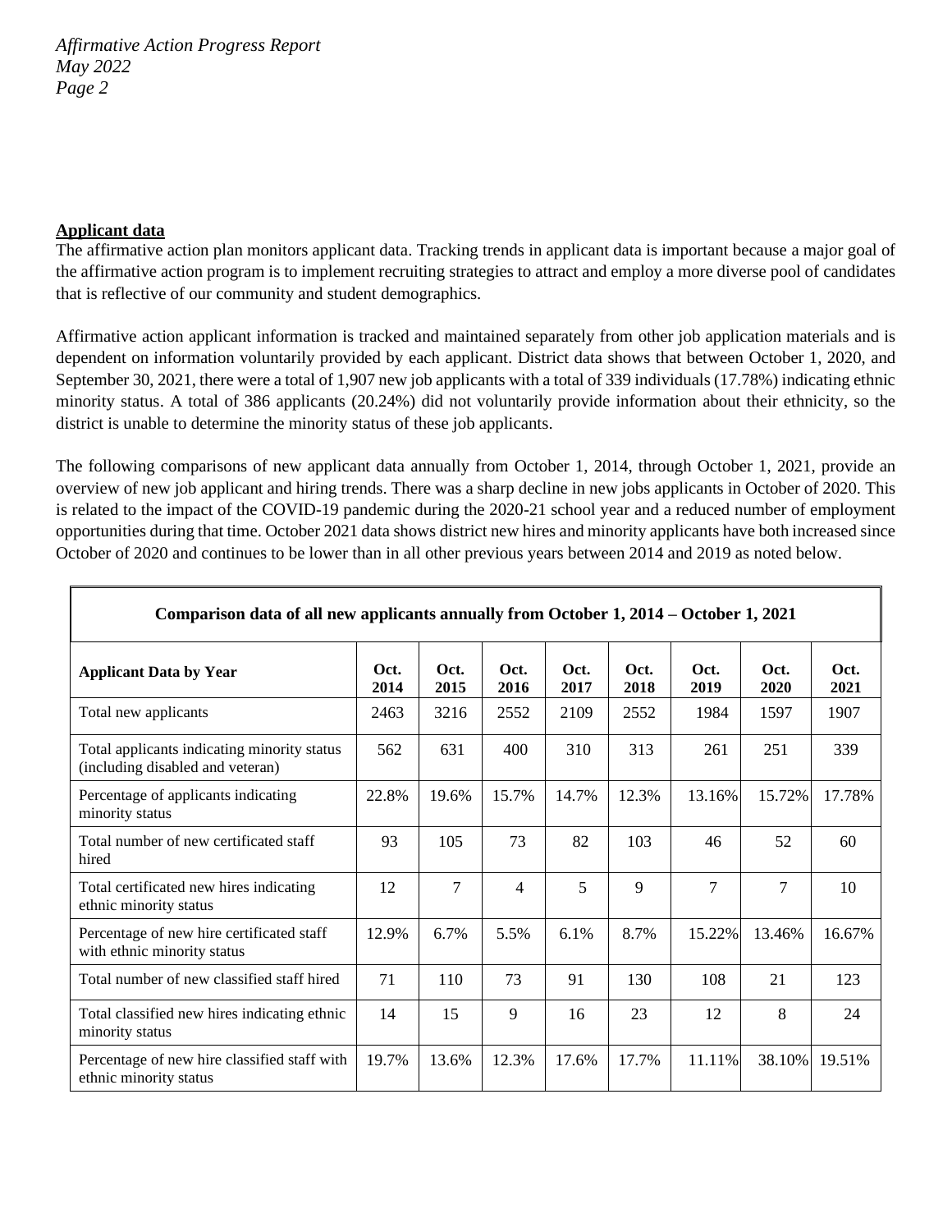**Applicant data**

The affirmative action plan monitors applicant data. Tracking trends in applicant data is important because a major goal of the affirmative action program is to implement recruiting strategies to attract and employ a more diverse pool of candidates that is reflective of our community and student demographics.

Affirmative action applicant information is tracked and maintained separately from other job application materials and is dependent on information voluntarily provided by each applicant. District data shows that between October 1, 2020, and September 30, 2021, there were a total of 1,907 new job applicants with a total of 339 individuals (17.78%) indicating ethnic minority status. A total of 386 applicants (20.24%) did not voluntarily provide information about their ethnicity, so the district is unable to determine the minority status of these job applicants.

The following comparisons of new applicant data annually from October 1, 2014, through October 1, 2021, provide an overview of new job applicant and hiring trends. There was a sharp decline in new jobs applicants in October of 2020. This is related to the impact of the COVID-19 pandemic during the 2020-21 school year and a reduced number of employment opportunities during that time. October 2021 data shows district new hires and minority applicants have both increased since October of 2020 and continues to be lower than in all other previous years between 2014 and 2019 as noted below.

| Comparison data of all new applicants annually from October 1, 2014 – October 1, 2021 | | | | | | | | |
|---|---|---|---|---|---|---|---|---|
| **Applicant Data by Year** | **Oct. 2014** | **Oct. 2015** | **Oct. 2016** | **Oct. 2017** | **Oct. 2018** | **Oct. 2019** | **Oct. 2020** | **Oct. 2021** |
| Total new applicants | 2463 | 3216 | 2552 | 2109 | 2552 | 1984 | 1597 | 1907 |
| Total applicants indicating minority status (including disabled and veteran) | 562 | 631 | 400 | 310 | 313 | 261 | 251 | 339 |
| Percentage of applicants indicating minority status | 22.8% | 19.6% | 15.7% | 14.7% | 12.3% | 13.16% | 15.72% | 17.78% |
| Total number of new certificated staff hired | 93 | 105 | 73 | 82 | 103 | 46 | 52 | 60 |
| Total certificated new hires indicating ethnic minority status | 12 | 7 | 4 | 5 | 9 | 7 | 7 | 10 |
| Percentage of new hire certificated staff with ethnic minority status | 12.9% | 6.7% | 5.5% | 6.1% | 8.7% | 15.22% | 13.46% | 16.67% |
| Total number of new classified staff hired | 71 | 110 | 73 | 91 | 130 | 108 | 21 | 123 |
| Total classified new hires indicating ethnic minority status | 14 | 15 | 9 | 16 | 23 | 12 | 8 | 24 |
| Percentage of new hire classified staff with ethnic minority status | 19.7% | 13.6% | 12.3% | 17.6% | 17.7% | 11.11% | 38.10% | 19.51% |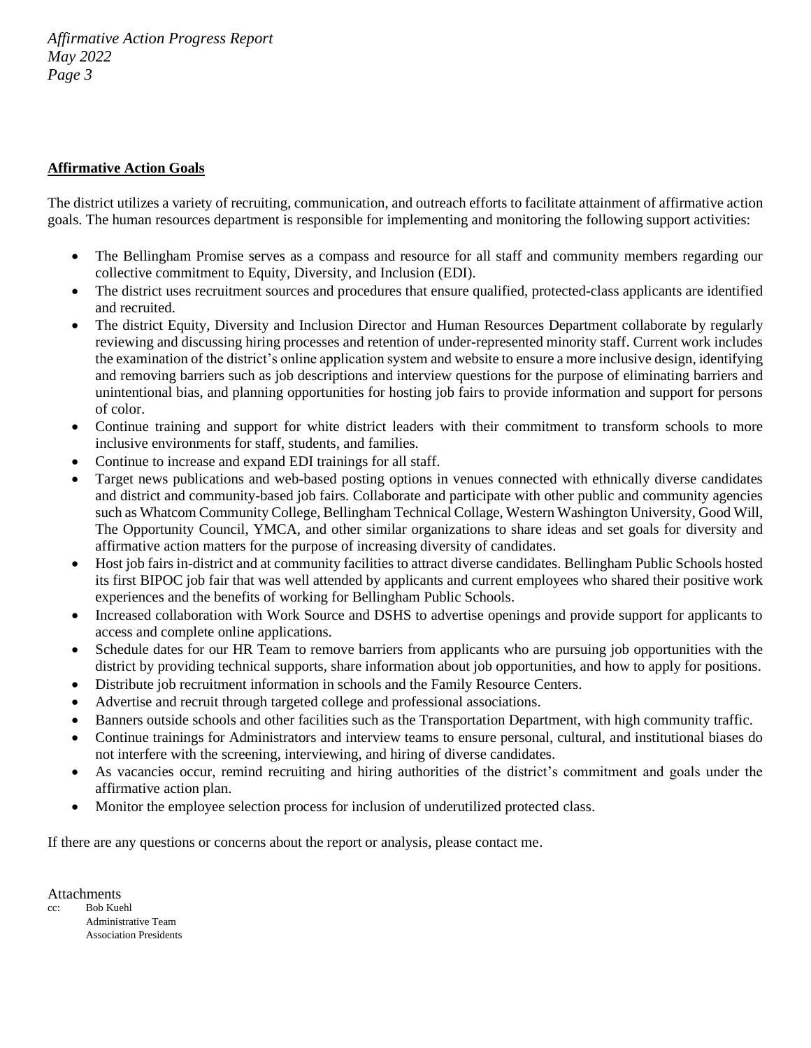**Affirmative Action Goals**

The district utilizes a variety of recruiting, communication, and outreach efforts to facilitate attainment of affirmative action goals. The human resources department is responsible for implementing and monitoring the following support activities:

- The Bellingham Promise serves as a compass and resource for all staff and community members regarding our collective commitment to Equity, Diversity, and Inclusion (EDI).
- The district uses recruitment sources and procedures that ensure qualified, protected-class applicants are identified and recruited.
- The district Equity, Diversity and Inclusion Director and Human Resources Department collaborate by regularly reviewing and discussing hiring processes and retention of under-represented minority staff. Current work includes the examination of the district's online application system and website to ensure a more inclusive design, identifying and removing barriers such as job descriptions and interview questions for the purpose of eliminating barriers and unintentional bias, and planning opportunities for hosting job fairs to provide information and support for persons of color.
- Continue training and support for white district leaders with their commitment to transform schools to more inclusive environments for staff, students, and families.
- Continue to increase and expand EDI trainings for all staff.
- Target news publications and web-based posting options in venues connected with ethnically diverse candidates and district and community-based job fairs. Collaborate and participate with other public and community agencies such as Whatcom Community College, Bellingham Technical Collage, Western Washington University, Good Will, The Opportunity Council, YMCA, and other similar organizations to share ideas and set goals for diversity and affirmative action matters for the purpose of increasing diversity of candidates.
- Host job fairs in-district and at community facilities to attract diverse candidates. Bellingham Public Schools hosted its first BIPOC job fair that was well attended by applicants and current employees who shared their positive work experiences and the benefits of working for Bellingham Public Schools.
- Increased collaboration with Work Source and DSHS to advertise openings and provide support for applicants to access and complete online applications.
- Schedule dates for our HR Team to remove barriers from applicants who are pursuing job opportunities with the district by providing technical supports, share information about job opportunities, and how to apply for positions.
- Distribute job recruitment information in schools and the Family Resource Centers.
- Advertise and recruit through targeted college and professional associations.
- Banners outside schools and other facilities such as the Transportation Department, with high community traffic.
- Continue trainings for Administrators and interview teams to ensure personal, cultural, and institutional biases do not interfere with the screening, interviewing, and hiring of diverse candidates.
- As vacancies occur, remind recruiting and hiring authorities of the district's commitment and goals under the affirmative action plan.
- Monitor the employee selection process for inclusion of underutilized protected class.

If there are any questions or concerns about the report or analysis, please contact me.

Attachments

cc: Bob Kuehl
Administrative Team
Association Presidents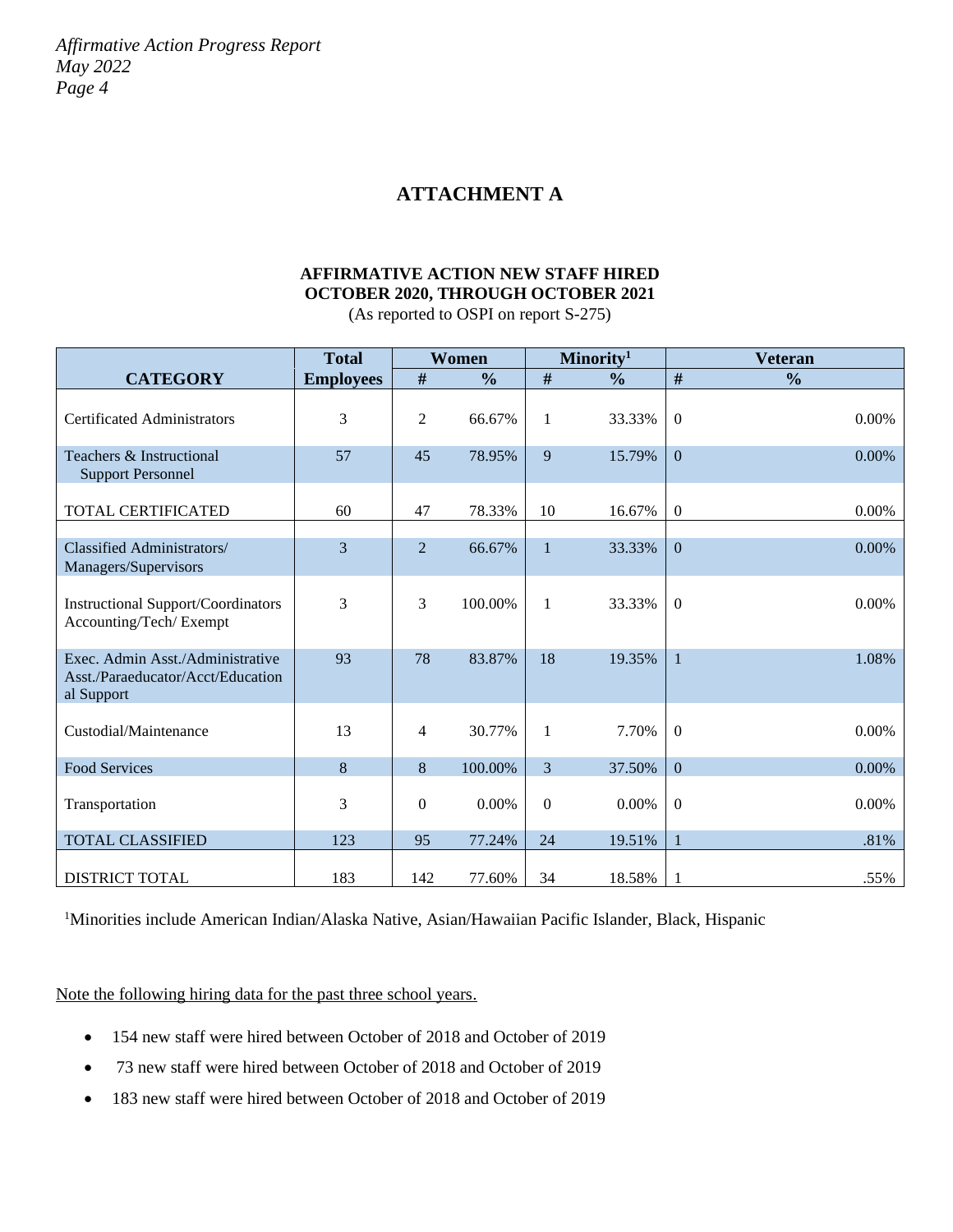# ATTACHMENT A

**AFFIRMATIVE ACTION NEW STAFF HIRED**
**OCTOBER 2020, THROUGH OCTOBER 2021**
(As reported to OSPI on report S-275)

| CATEGORY | Total Employees | Women # | Women % | Minority[1] # | Minority[1] % | Veteran # | Veteran % |
|---|---|---|---|---|---|---|---|
| Certificated Administrators | 3 | 2 | 66.67% | 1 | 33.33% | 0 | 0.00% |
| Teachers & Instructional Support Personnel | 57 | 45 | 78.95% | 9 | 15.79% | 0 | 0.00% |
| TOTAL CERTIFICATED | 60 | 47 | 78.33% | 10 | 16.67% | 0 | 0.00% |
| Classified Administrators/ Managers/Supervisors | 3 | 2 | 66.67% | 1 | 33.33% | 0 | 0.00% |
| Instructional Support/Coordinators Accounting/Tech/ Exempt | 3 | 3 | 100.00% | 1 | 33.33% | 0 | 0.00% |
| Exec. Admin Asst./Administrative Asst./Paraeducator/Acct/Educational Support | 93 | 78 | 83.87% | 18 | 19.35% | 1 | 1.08% |
| Custodial/Maintenance | 13 | 4 | 30.77% | 1 | 7.70% | 0 | 0.00% |
| Food Services | 8 | 8 | 100.00% | 3 | 37.50% | 0 | 0.00% |
| Transportation | 3 | 0 | 0.00% | 0 | 0.00% | 0 | 0.00% |
| TOTAL CLASSIFIED | 123 | 95 | 77.24% | 24 | 19.51% | 1 | .81% |
| DISTRICT TOTAL | 183 | 142 | 77.60% | 34 | 18.58% | 1 | .55% |

[1]Minorities include American Indian/Alaska Native, Asian/Hawaiian Pacific Islander, Black, Hispanic

Note the following hiring data for the past three school years.

- 154 new staff were hired between October of 2018 and October of 2019
- 73 new staff were hired between October of 2018 and October of 2019
- 183 new staff were hired between October of 2018 and October of 2019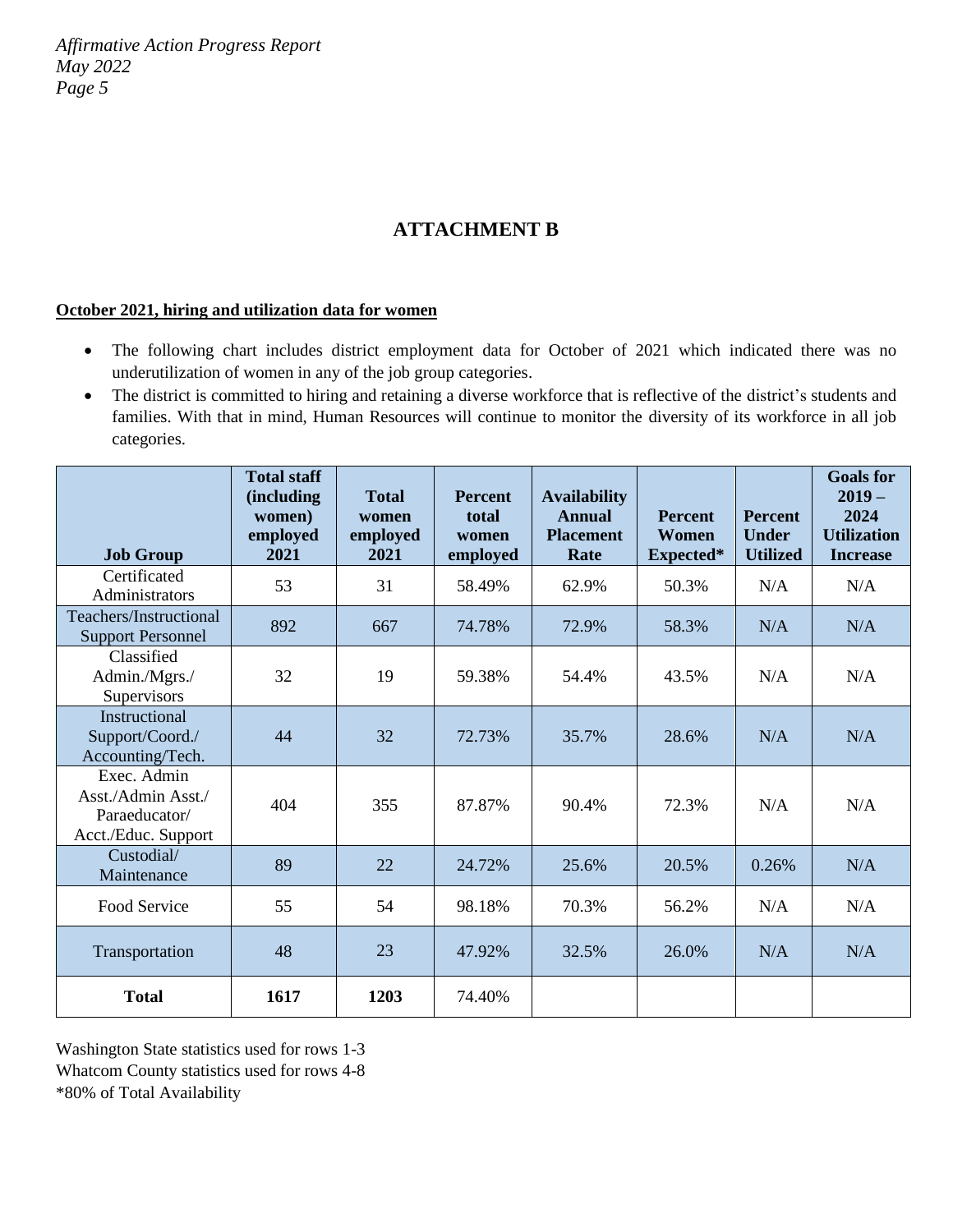## ATTACHMENT B

**October 2021, hiring and utilization data for women**

- The following chart includes district employment data for October of 2021 which indicated there was no underutilization of women in any of the job group categories.
- The district is committed to hiring and retaining a diverse workforce that is reflective of the district's students and families. With that in mind, Human Resources will continue to monitor the diversity of its workforce in all job categories.

| Job Group | Total staff (including women) employed 2021 | Total women employed 2021 | Percent total women employed | Availability Annual Placement Rate | Percent Women Expected* | Percent Under Utilized | Goals for 2019 – 2024 Utilization Increase |
|---|---|---|---|---|---|---|---|
| Certificated Administrators | 53 | 31 | 58.49% | 62.9% | 50.3% | N/A | N/A |
| Teachers/Instructional Support Personnel | 892 | 667 | 74.78% | 72.9% | 58.3% | N/A | N/A |
| Classified Admin./Mgrs./ Supervisors | 32 | 19 | 59.38% | 54.4% | 43.5% | N/A | N/A |
| Instructional Support/Coord./ Accounting/Tech. | 44 | 32 | 72.73% | 35.7% | 28.6% | N/A | N/A |
| Exec. Admin Asst./Admin Asst./ Paraeducator/ Acct./Educ. Support | 404 | 355 | 87.87% | 90.4% | 72.3% | N/A | N/A |
| Custodial/ Maintenance | 89 | 22 | 24.72% | 25.6% | 20.5% | 0.26% | N/A |
| Food Service | 55 | 54 | 98.18% | 70.3% | 56.2% | N/A | N/A |
| Transportation | 48 | 23 | 47.92% | 32.5% | 26.0% | N/A | N/A |
| **Total** | **1617** | **1203** | 74.40% | | | | |

Washington State statistics used for rows 1-3
Whatcom County statistics used for rows 4-8
*80% of Total Availability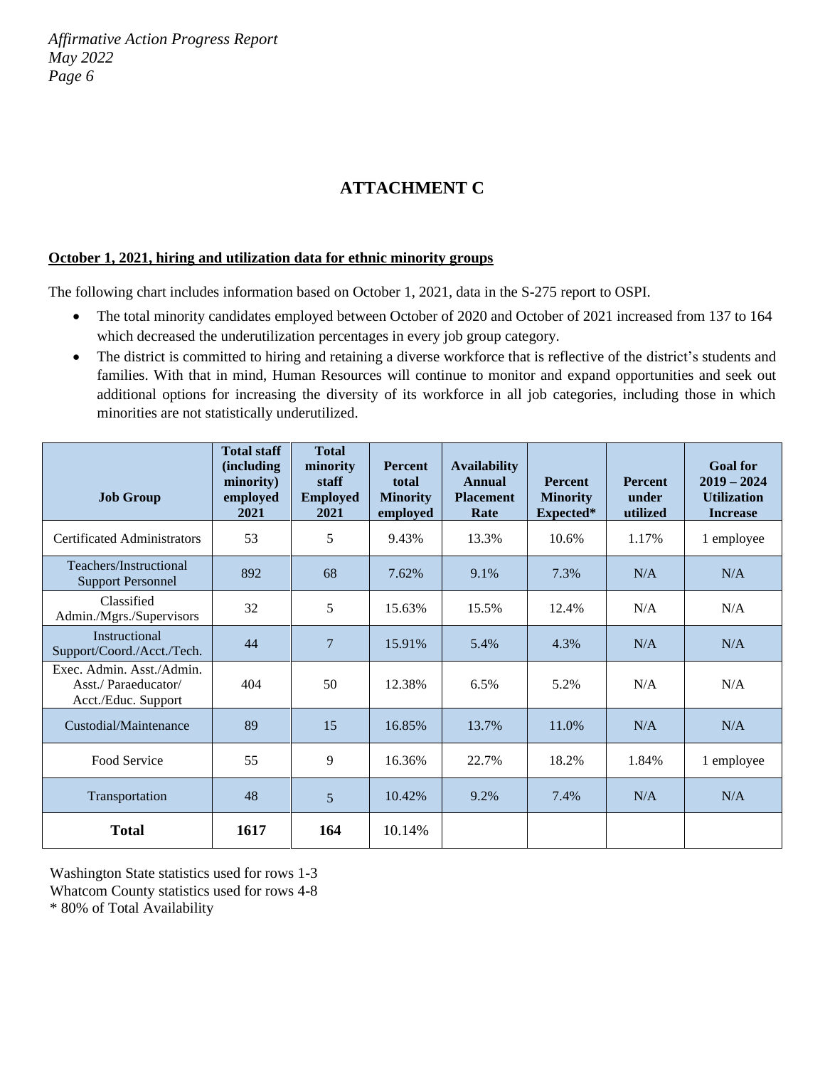## ATTACHMENT C

**October 1, 2021, hiring and utilization data for ethnic minority groups**

The following chart includes information based on October 1, 2021, data in the S-275 report to OSPI.

- The total minority candidates employed between October of 2020 and October of 2021 increased from 137 to 164 which decreased the underutilization percentages in every job group category.
- The district is committed to hiring and retaining a diverse workforce that is reflective of the district's students and families. With that in mind, Human Resources will continue to monitor and expand opportunities and seek out additional options for increasing the diversity of its workforce in all job categories, including those in which minorities are not statistically underutilized.

| Job Group | Total staff (including minority) employed 2021 | Total minority staff Employed 2021 | Percent total Minority employed | Availability Annual Placement Rate | Percent Minority Expected* | Percent under utilized | Goal for 2019 – 2024 Utilization Increase |
|---|---|---|---|---|---|---|---|
| Certificated Administrators | 53 | 5 | 9.43% | 13.3% | 10.6% | 1.17% | 1 employee |
| Teachers/Instructional Support Personnel | 892 | 68 | 7.62% | 9.1% | 7.3% | N/A | N/A |
| Classified Admin./Mgrs./Supervisors | 32 | 5 | 15.63% | 15.5% | 12.4% | N/A | N/A |
| Instructional Support/Coord./Acct./Tech. | 44 | 7 | 15.91% | 5.4% | 4.3% | N/A | N/A |
| Exec. Admin. Asst./Admin. Asst./ Paraeducator/ Acct./Educ. Support | 404 | 50 | 12.38% | 6.5% | 5.2% | N/A | N/A |
| Custodial/Maintenance | 89 | 15 | 16.85% | 13.7% | 11.0% | N/A | N/A |
| Food Service | 55 | 9 | 16.36% | 22.7% | 18.2% | 1.84% | 1 employee |
| Transportation | 48 | 5 | 10.42% | 9.2% | 7.4% | N/A | N/A |
| **Total** | **1617** | **164** | 10.14% | | | | |

Washington State statistics used for rows 1-3
Whatcom County statistics used for rows 4-8
* 80% of Total Availability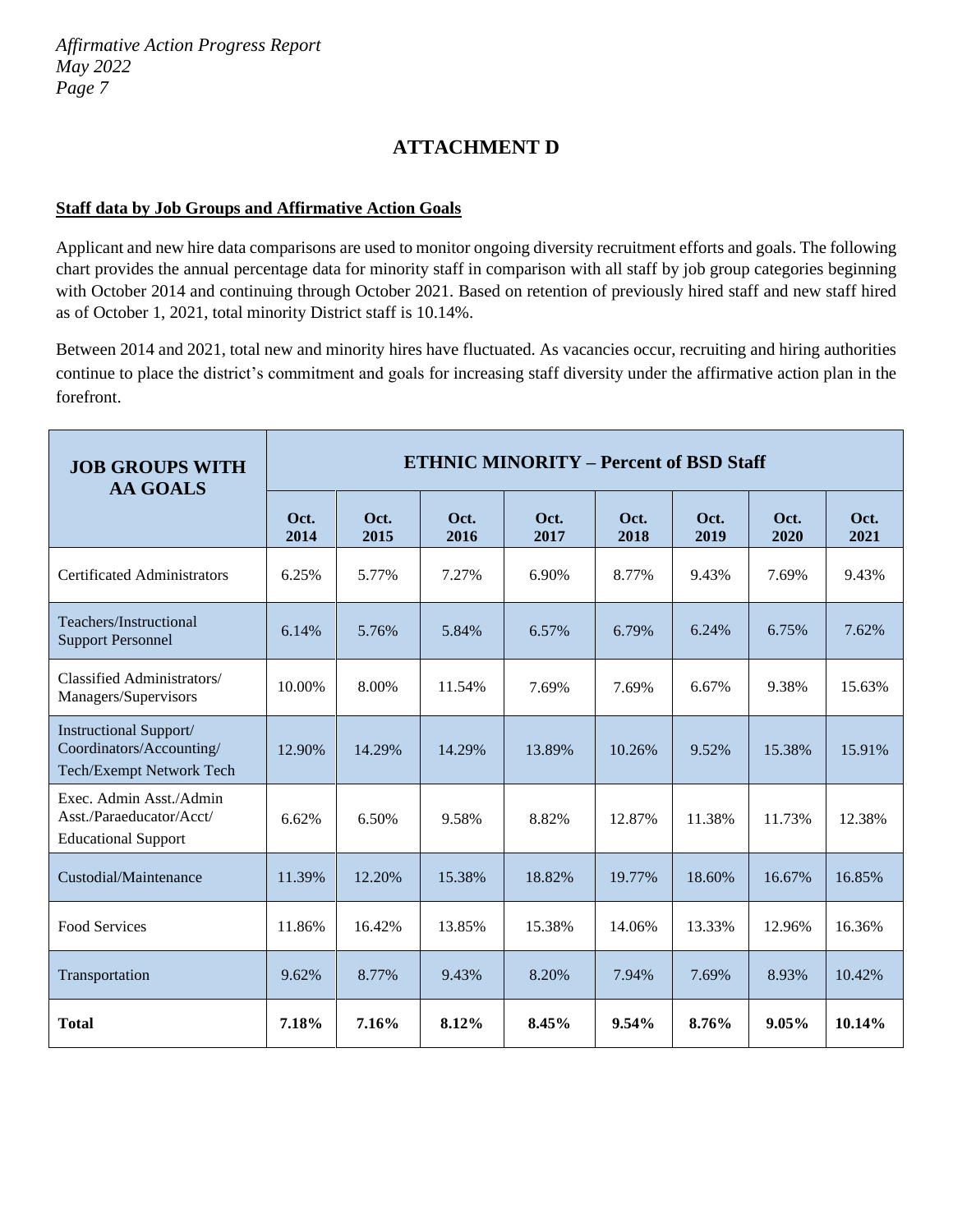# ATTACHMENT D

**Staff data by Job Groups and Affirmative Action Goals**

Applicant and new hire data comparisons are used to monitor ongoing diversity recruitment efforts and goals. The following chart provides the annual percentage data for minority staff in comparison with all staff by job group categories beginning with October 2014 and continuing through October 2021. Based on retention of previously hired staff and new staff hired as of October 1, 2021, total minority District staff is 10.14%.

Between 2014 and 2021, total new and minority hires have fluctuated. As vacancies occur, recruiting and hiring authorities continue to place the district's commitment and goals for increasing staff diversity under the affirmative action plan in the forefront.

| JOB GROUPS WITH AA GOALS | ETHNIC MINORITY – Percent of BSD Staff | | | | | | | |
|---|---|---|---|---|---|---|---|---|
| | Oct. 2014 | Oct. 2015 | Oct. 2016 | Oct. 2017 | Oct. 2018 | Oct. 2019 | Oct. 2020 | Oct. 2021 |
| Certificated Administrators | 6.25% | 5.77% | 7.27% | 6.90% | 8.77% | 9.43% | 7.69% | 9.43% |
| Teachers/Instructional Support Personnel | 6.14% | 5.76% | 5.84% | 6.57% | 6.79% | 6.24% | 6.75% | 7.62% |
| Classified Administrators/ Managers/Supervisors | 10.00% | 8.00% | 11.54% | 7.69% | 7.69% | 6.67% | 9.38% | 15.63% |
| Instructional Support/ Coordinators/Accounting/ Tech/Exempt Network Tech | 12.90% | 14.29% | 14.29% | 13.89% | 10.26% | 9.52% | 15.38% | 15.91% |
| Exec. Admin Asst./Admin Asst./Paraeducator/Acct/ Educational Support | 6.62% | 6.50% | 9.58% | 8.82% | 12.87% | 11.38% | 11.73% | 12.38% |
| Custodial/Maintenance | 11.39% | 12.20% | 15.38% | 18.82% | 19.77% | 18.60% | 16.67% | 16.85% |
| Food Services | 11.86% | 16.42% | 13.85% | 15.38% | 14.06% | 13.33% | 12.96% | 16.36% |
| Transportation | 9.62% | 8.77% | 9.43% | 8.20% | 7.94% | 7.69% | 8.93% | 10.42% |
| **Total** | **7.18%** | **7.16%** | **8.12%** | **8.45%** | **9.54%** | **8.76%** | **9.05%** | **10.14%** |